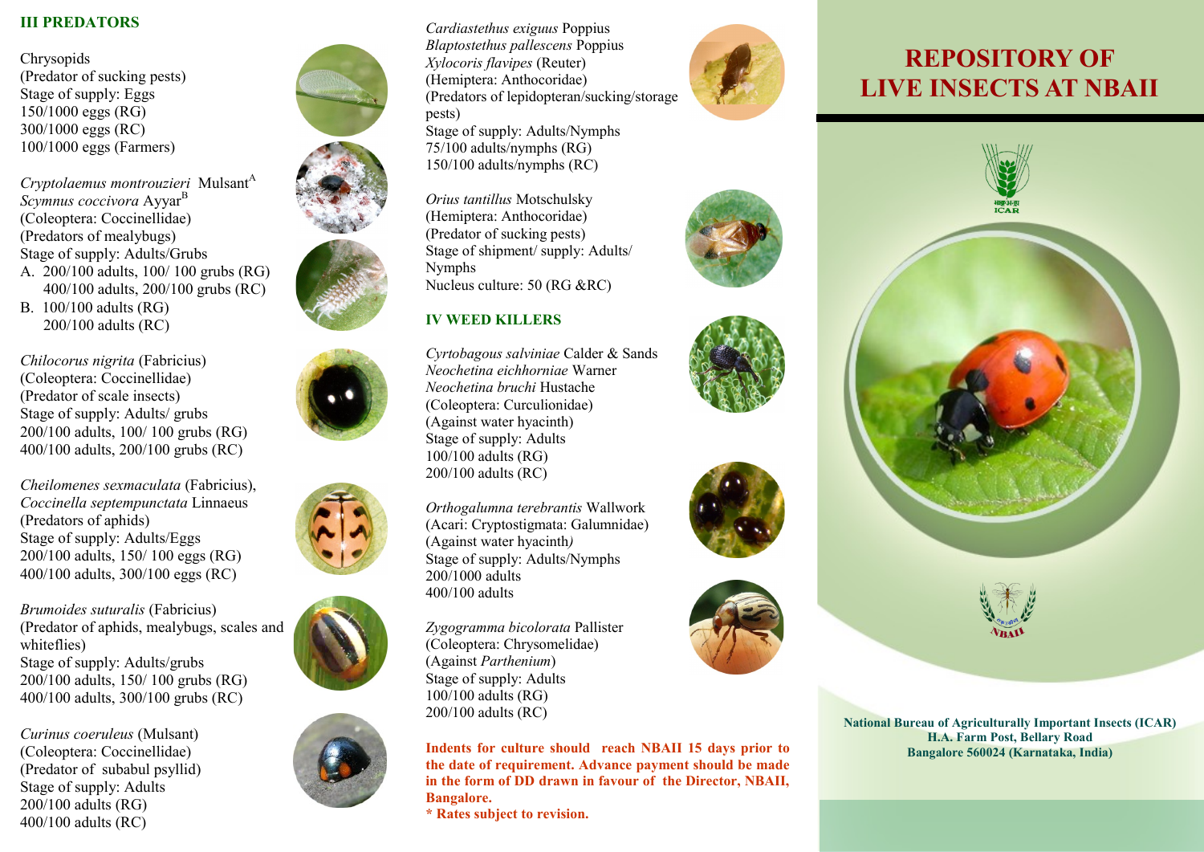## III PREDATORS

Chrysopids
(Predator of sucking pests)
Stage of supply: Eggs
150/1000 eggs (RG)
300/1000 eggs (RC)
100/1000 eggs (Farmers)

*Cryptolaemus montrouzieri* Mulsant[A]
*Scymnus coccivora* Ayyar[B]
(Coleoptera: Coccinellidae)
(Predators of mealybugs)
Stage of supply: Adults/Grubs

A. 200/100 adults, 100/ 100 grubs (RG)
   400/100 adults, 200/100 grubs (RC)
B. 100/100 adults (RG)
   200/100 adults (RC)

*Chilocorus nigrita* (Fabricius)
(Coleoptera: Coccinellidae)
(Predator of scale insects)
Stage of supply: Adults/ grubs
200/100 adults, 100/ 100 grubs (RG)
400/100 adults, 200/100 grubs (RC)

*Cheilomenes sexmaculata* (Fabricius),
*Coccinella septempunctata* Linnaeus
(Predators of aphids)
Stage of supply: Adults/Eggs
200/100 adults, 150/ 100 eggs (RG)
400/100 adults, 300/100 eggs (RC)

*Brumoides suturalis* (Fabricius)
(Predator of aphids, mealybugs, scales and whiteflies)
Stage of supply: Adults/grubs
200/100 adults, 150/ 100 grubs (RG)
400/100 adults, 300/100 grubs (RC)

*Curinus coeruleus* (Mulsant)
(Coleoptera: Coccinellidae)
(Predator of subabul psyllid)
Stage of supply: Adults
200/100 adults (RG)
400/100 adults (RC)

*Cardiastethus exiguus* Poppius
*Blaptostethus pallescens* Poppius
*Xylocoris flavipes* (Reuter)
(Hemiptera: Anthocoridae)
(Predators of lepidopteran/sucking/storage pests)
Stage of supply: Adults/Nymphs
75/100 adults/nymphs (RG)
150/100 adults/nymphs (RC)

*Orius tantillus* Motschulsky
(Hemiptera: Anthocoridae)
(Predator of sucking pests)
Stage of shipment/ supply: Adults/ Nymphs
Nucleus culture: 50 (RG &RC)

## IV WEED KILLERS

*Cyrtobagous salviniae* Calder & Sands
*Neochetina eichhorniae* Warner
*Neochetina bruchi* Hustache
(Coleoptera: Curculionidae)
(Against water hyacinth)
Stage of supply: Adults
100/100 adults (RG)
200/100 adults (RC)

*Orthogalumna terebrantis* Wallwork
(Acari: Cryptostigmata: Galumnidae)
(Against water hyacinth)
Stage of supply: Adults/Nymphs
200/1000 adults
400/100 adults

*Zygogramma bicolorata* Pallister
(Coleoptera: Chrysomelidae)
(Against *Parthenium*)
Stage of supply: Adults
100/100 adults (RG)
200/100 adults (RC)

**Indents for culture should reach NBAII 15 days prior to the date of requirement. Advance payment should be made in the form of DD drawn in favour of the Director, NBAII, Bangalore.**
**\* Rates subject to revision.**

# REPOSITORY OF LIVE INSECTS AT NBAII

**National Bureau of Agriculturally Important Insects (ICAR)**
**H.A. Farm Post, Bellary Road**
**Bangalore 560024 (Karnataka, India)**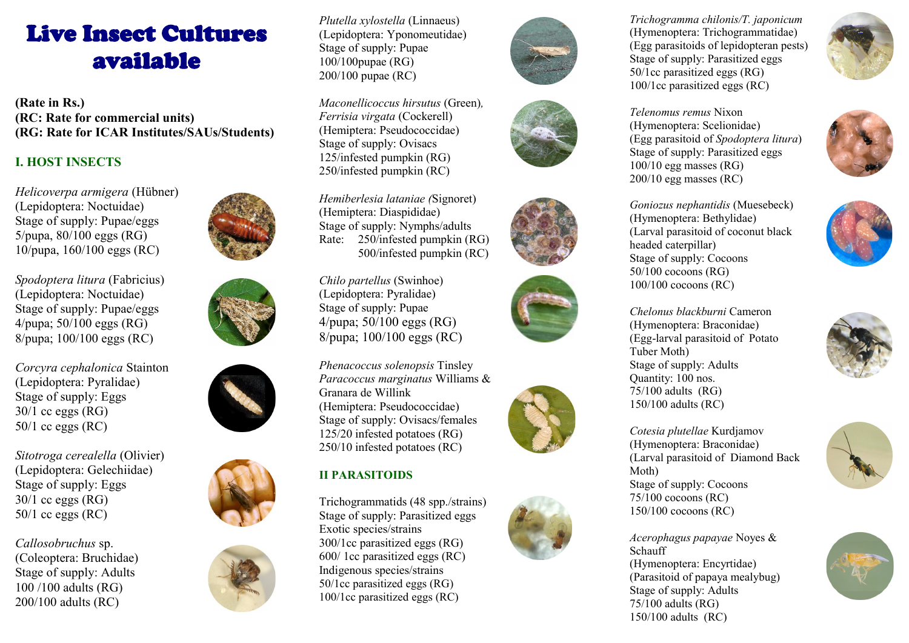# Live Insect Cultures available

**(Rate in Rs.)**
**(RC: Rate for commercial units)**
**(RG: Rate for ICAR Institutes/SAUs/Students)**

## I. HOST INSECTS

*Helicoverpa armigera* (Hübner)
(Lepidoptera: Noctuidae)
Stage of supply: Pupae/eggs
5/pupa, 80/100 eggs (RG)
10/pupa, 160/100 eggs (RC)

*Spodoptera litura* (Fabricius)
(Lepidoptera: Noctuidae)
Stage of supply: Pupae/eggs
4/pupa; 50/100 eggs (RG)
8/pupa; 100/100 eggs (RC)

*Corcyra cephalonica* Stainton
(Lepidoptera: Pyralidae)
Stage of supply: Eggs
30/1 cc eggs (RG)
50/1 cc eggs (RC)

*Sitotroga cerealella* (Olivier)
(Lepidoptera: Gelechiidae)
Stage of supply: Eggs
30/1 cc eggs (RG)
50/1 cc eggs (RC)

*Callosobruchus* sp.
(Coleoptera: Bruchidae)
Stage of supply: Adults
100 /100 adults (RG)
200/100 adults (RC)

*Plutella xylostella* (Linnaeus)
(Lepidoptera: Yponomeutidae)
Stage of supply: Pupae
100/100pupae (RG)
200/100 pupae (RC)

*Maconellicoccus hirsutus* (Green), *Ferrisia virgata* (Cockerell)
(Hemiptera: Pseudococcidae)
Stage of supply: Ovisacs
125/infested pumpkin (RG)
250/infested pumpkin (RC)

*Hemiberlesia lataniae (*Signoret)
(Hemiptera: Diaspididae)
Stage of supply: Nymphs/adults
Rate: 250/infested pumpkin (RG)
500/infested pumpkin (RC)

*Chilo partellus* (Swinhoe)
(Lepidoptera: Pyralidae)
Stage of supply: Pupae
4/pupa; 50/100 eggs (RG)
8/pupa; 100/100 eggs (RC)

*Phenacoccus solenopsis* Tinsley
*Paracoccus marginatus* Williams & Granara de Willink
(Hemiptera: Pseudococcidae)
Stage of supply: Ovisacs/females
125/20 infested potatoes (RG)
250/10 infested potatoes (RC)

## II PARASITOIDS

Trichogrammatids (48 spp./strains)
Stage of supply: Parasitized eggs
Exotic species/strains
300/1cc parasitized eggs (RG)
600/ 1cc parasitized eggs (RC)
Indigenous species/strains
50/1cc parasitized eggs (RG)
100/1cc parasitized eggs (RC)

*Trichogramma chilonis/T. japonicum*
(Hymenoptera: Trichogrammatidae)
(Egg parasitoids of lepidopteran pests)
Stage of supply: Parasitized eggs
50/1cc parasitized eggs (RG)
100/1cc parasitized eggs (RC)

*Telenomus remus* Nixon
(Hymenoptera: Scelionidae)
(Egg parasitoid of *Spodoptera litura*)
Stage of supply: Parasitized eggs
100/10 egg masses (RG)
200/10 egg masses (RC)

*Goniozus nephantidis* (Muesebeck)
(Hymenoptera: Bethylidae)
(Larval parasitoid of coconut black headed caterpillar)
Stage of supply: Cocoons
50/100 cocoons (RG)
100/100 cocoons (RC)

*Chelonus blackburni* Cameron
(Hymenoptera: Braconidae)
(Egg-larval parasitoid of Potato Tuber Moth)
Stage of supply: Adults
Quantity: 100 nos.
75/100 adults (RG)
150/100 adults (RC)

*Cotesia plutellae* Kurdjamov
(Hymenoptera: Braconidae)
(Larval parasitoid of Diamond Back Moth)
Stage of supply: Cocoons
75/100 cocoons (RC)
150/100 cocoons (RC)

*Acerophagus papayae* Noyes & Schauff
(Hymenoptera: Encyrtidae)
(Parasitoid of papaya mealybug)
Stage of supply: Adults
75/100 adults (RG)
150/100 adults (RC)